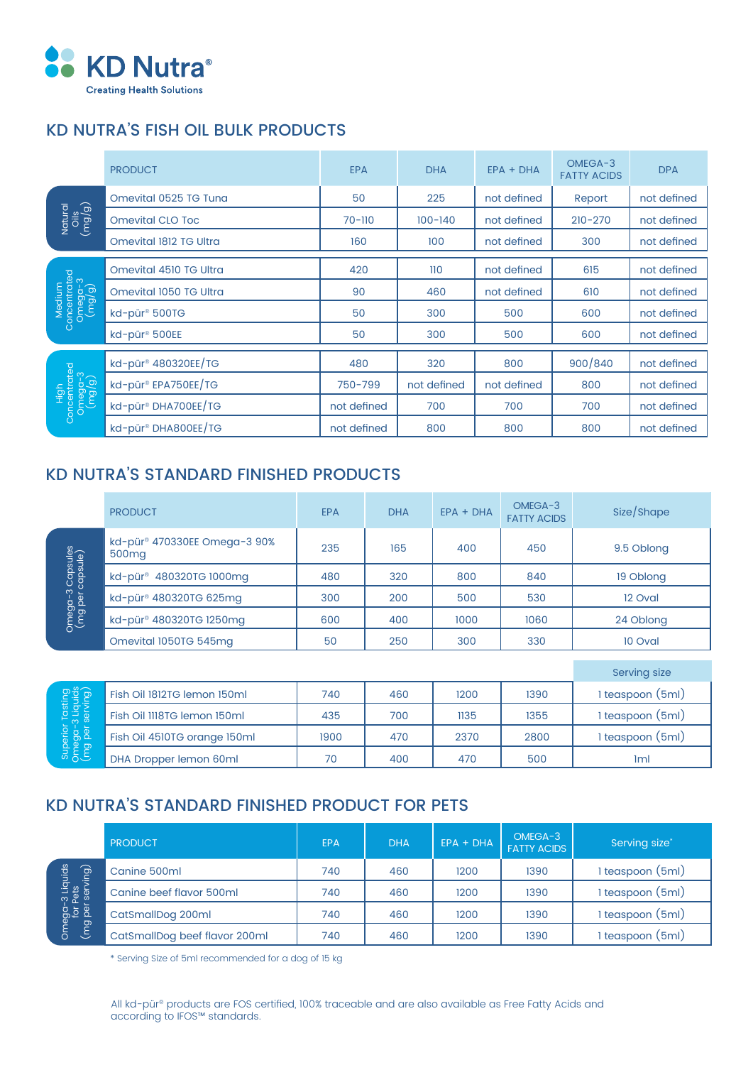**KD Nutra®**
Creating Health Solutions

## KD NUTRA'S FISH OIL BULK PRODUCTS

| | PRODUCT | EPA | DHA | EPA + DHA | OMEGA-3 FATTY ACIDS | DPA |
|---|---|---|---|---|---|---|
| Natural Oils (mg/g) | Omevital 0525 TG Tuna | 50 | 225 | not defined | Report | not defined |
| | Omevital CLO Toc | 70-110 | 100-140 | not defined | 210-270 | not defined |
| | Omevital 1812 TG Ultra | 160 | 100 | not defined | 300 | not defined |
| Medium Concentrated Omega-3 (mg/g) | Omevital 4510 TG Ultra | 420 | 110 | not defined | 615 | not defined |
| | Omevital 1050 TG Ultra | 90 | 460 | not defined | 610 | not defined |
| | kd-pür® 500TG | 50 | 300 | 500 | 600 | not defined |
| | kd-pür® 500EE | 50 | 300 | 500 | 600 | not defined |
| High Concentrated Omega-3 (mg/g) | kd-pür® 480320EE/TG | 480 | 320 | 800 | 900/840 | not defined |
| | kd-pür® EPA750EE/TG | 750-799 | not defined | not defined | 800 | not defined |
| | kd-pür® DHA700EE/TG | not defined | 700 | 700 | 700 | not defined |
| | kd-pür® DHA800EE/TG | not defined | 800 | 800 | 800 | not defined |

## KD NUTRA'S STANDARD FINISHED PRODUCTS

| | PRODUCT | EPA | DHA | EPA + DHA | OMEGA-3 FATTY ACIDS | Size/Shape |
|---|---|---|---|---|---|---|
| Omega-3 Capsules (mg per capsule) | kd-pür® 470330EE Omega-3 90% 500mg | 235 | 165 | 400 | 450 | 9.5 Oblong |
| | kd-pür® 480320TG 1000mg | 480 | 320 | 800 | 840 | 19 Oblong |
| | kd-pür® 480320TG 625mg | 300 | 200 | 500 | 530 | 12 Oval |
| | kd-pür® 480320TG 1250mg | 600 | 400 | 1000 | 1060 | 24 Oblong |
| | Omevital 1050TG 545mg | 50 | 250 | 300 | 330 | 10 Oval |

| | PRODUCT | EPA | DHA | EPA + DHA | OMEGA-3 FATTY ACIDS | Serving size |
|---|---|---|---|---|---|---|
| Superior Tasting Omega-3 Liquids (mg per serving) | Fish Oil 1812TG lemon 150ml | 740 | 460 | 1200 | 1390 | 1 teaspoon (5ml) |
| | Fish Oil 1118TG lemon 150ml | 435 | 700 | 1135 | 1355 | 1 teaspoon (5ml) |
| | Fish Oil 4510TG orange 150ml | 1900 | 470 | 2370 | 2800 | 1 teaspoon (5ml) |
| | DHA Dropper lemon 60ml | 70 | 400 | 470 | 500 | 1ml |

## KD NUTRA'S STANDARD FINISHED PRODUCT FOR PETS

| | PRODUCT | EPA | DHA | EPA + DHA | OMEGA-3 FATTY ACIDS | Serving size* |
|---|---|---|---|---|---|---|
| Omega-3 Liquids for Pets (mg per serving) | Canine 500ml | 740 | 460 | 1200 | 1390 | 1 teaspoon (5ml) |
| | Canine beef flavor 500ml | 740 | 460 | 1200 | 1390 | 1 teaspoon (5ml) |
| | CatSmallDog 200ml | 740 | 460 | 1200 | 1390 | 1 teaspoon (5ml) |
| | CatSmallDog beef flavor 200ml | 740 | 460 | 1200 | 1390 | 1 teaspoon (5ml) |

\* Serving Size of 5ml recommended for a dog of 15 kg

All kd-pür® products are FOS certified, 100% traceable and are also available as Free Fatty Acids and according to IFOS™ standards.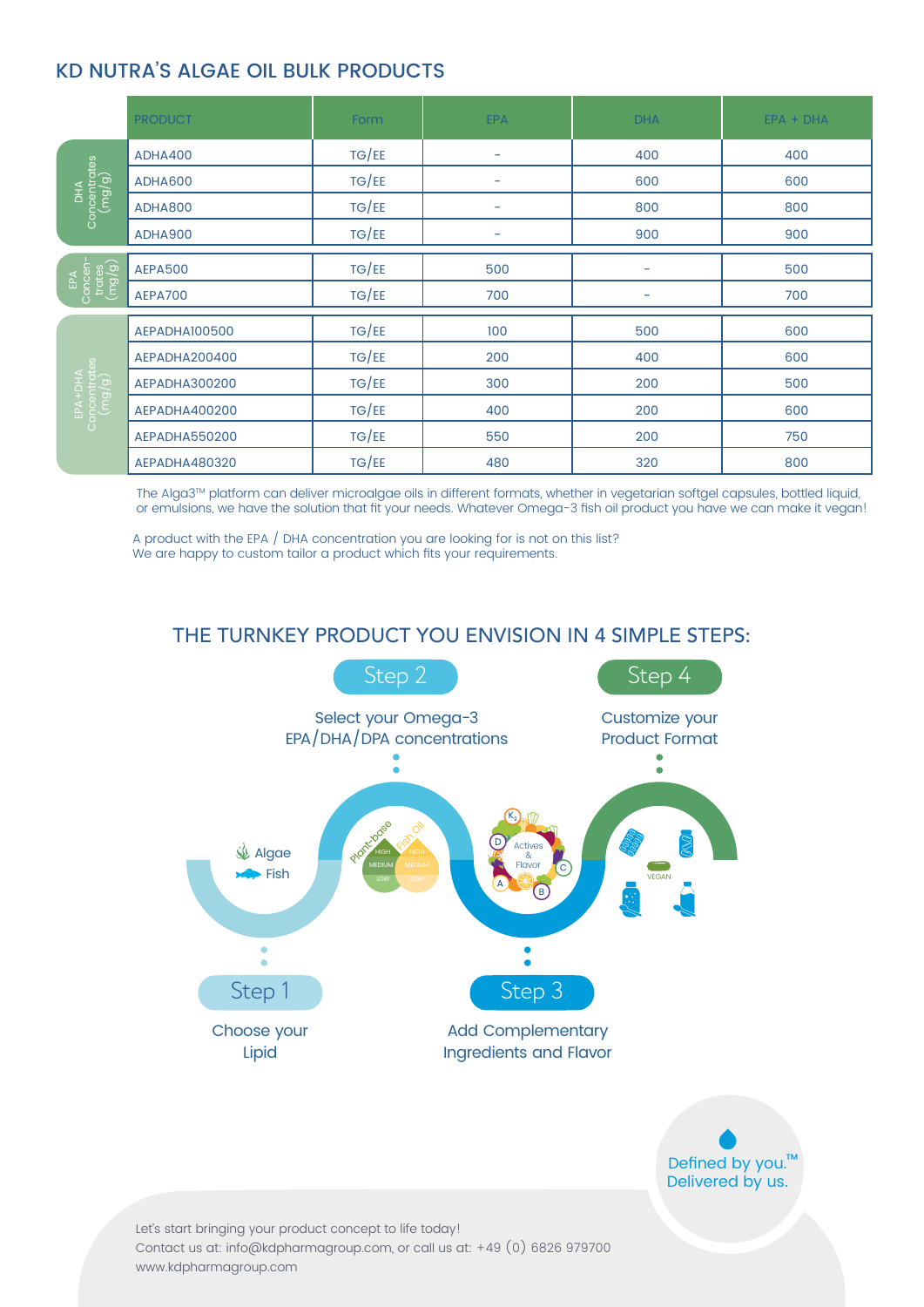## KD NUTRA'S ALGAE OIL BULK PRODUCTS

| | PRODUCT | Form | EPA | DHA | EPA + DHA |
|---|---|---|---|---|---|
| DHA Concentrates (mg/g) | ADHA400 | TG/EE | – | 400 | 400 |
| | ADHA600 | TG/EE | – | 600 | 600 |
| | ADHA800 | TG/EE | – | 800 | 800 |
| | ADHA900 | TG/EE | – | 900 | 900 |
| EPA Concen-trates (mg/g) | AEPA500 | TG/EE | 500 | – | 500 |
| | AEPA700 | TG/EE | 700 | – | 700 |
| EPA+DHA Concentrates (mg/g) | AEPADHA100500 | TG/EE | 100 | 500 | 600 |
| | AEPADHA200400 | TG/EE | 200 | 400 | 600 |
| | AEPADHA300200 | TG/EE | 300 | 200 | 500 |
| | AEPADHA400200 | TG/EE | 400 | 200 | 600 |
| | AEPADHA550200 | TG/EE | 550 | 200 | 750 |
| | AEPADHA480320 | TG/EE | 480 | 320 | 800 |

The Alga3™ platform can deliver microalgae oils in different formats, whether in vegetarian softgel capsules, bottled liquid, or emulsions, we have the solution that fit your needs. Whatever Omega-3 fish oil product you have we can make it vegan!

A product with the EPA / DHA concentration you are looking for is not on this list?
We are happy to custom tailor a product which fits your requirements.

## THE TURNKEY PRODUCT YOU ENVISION IN 4 SIMPLE STEPS:

**Step 1**
Choose your Lipid

Algae
Fish

**Step 2**
Select your Omega-3 EPA/DHA/DPA concentrations

Plant-base
Fish Oil
HIGH
MEDIUM
LOW

**Step 3**
Add Complementary Ingredients and Flavor

Actives & Flavor
K2
D
C
A
B

**Step 4**
Customize your Product Format

VEGAN

Defined by you.™
Delivered by us.

Let's start bringing your product concept to life today!
Contact us at: info@kdpharmagroup.com, or call us at: +49 (0) 6826 979700
www.kdpharmagroup.com